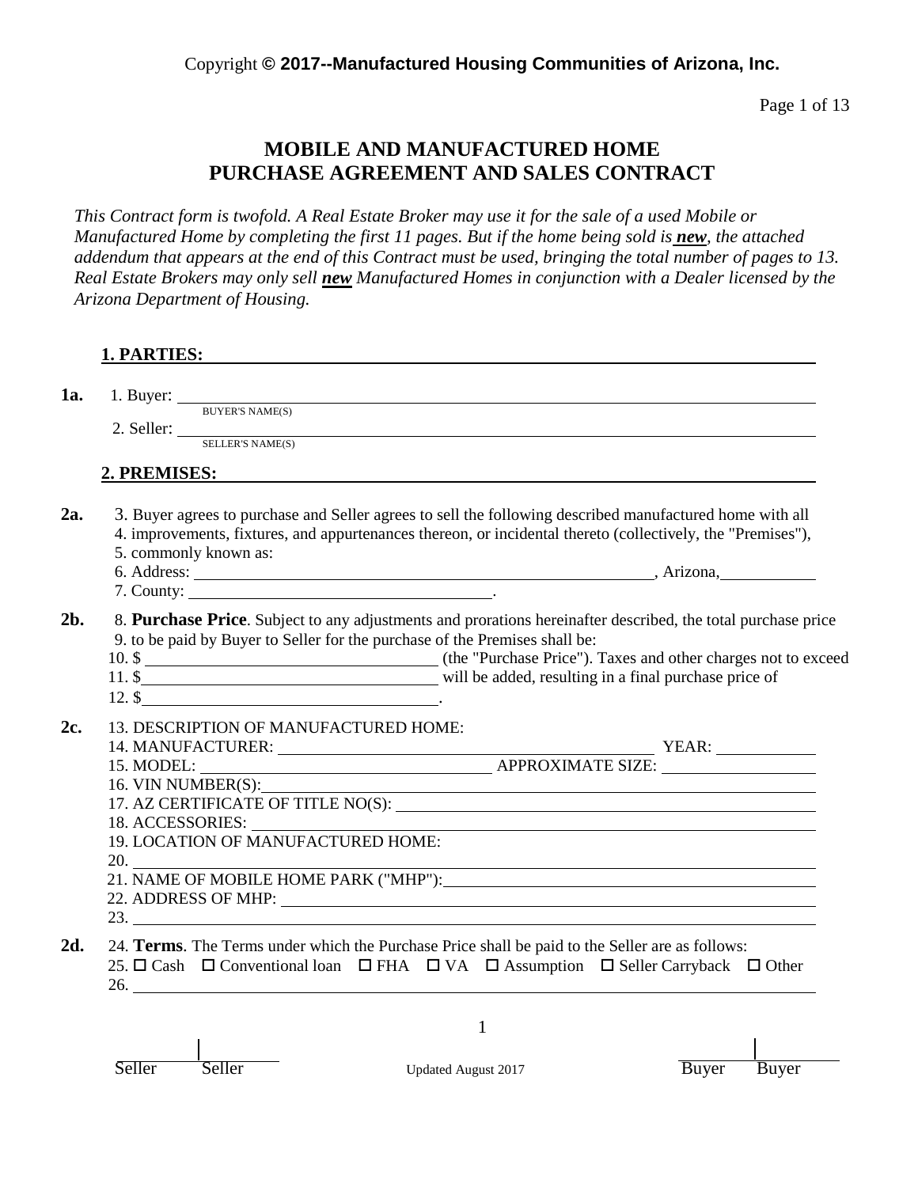Copyright **© 2017--Manufactured Housing Communities of Arizona, Inc.**

# MOBILE AND MANUFACTURED HOME PURCHASE AGREEMENT AND SALES CONTRACT

*This Contract form is twofold. A Real Estate Broker may use it for the sale of a used Mobile or Manufactured Home by completing the first 11 pages. But if the home being sold is **new**, the attached addendum that appears at the end of this Contract must be used, bringing the total number of pages to 13. Real Estate Brokers may only sell **new** Manufactured Homes in conjunction with a Dealer licensed by the Arizona Department of Housing.*

## 1. PARTIES:

**1a.** 1. Buyer: ____________________________________________
BUYER'S NAME(S)

2. Seller: ____________________________________________
SELLER'S NAME(S)

## 2. PREMISES:

**2a.** 3. Buyer agrees to purchase and Seller agrees to sell the following described manufactured home with all
4. improvements, fixtures, and appurtenances thereon, or incidental thereto (collectively, the "Premises"),
5. commonly known as:
6. Address: ____________________________________________, Arizona, ____________
7. County: ______________________________.

**2b.** 8. **Purchase Price**. Subject to any adjustments and prorations hereinafter described, the total purchase price
9. to be paid by Buyer to Seller for the purchase of the Premises shall be:
10. $ ______________________________ (the "Purchase Price"). Taxes and other charges not to exceed
11. $ ______________________________ will be added, resulting in a final purchase price of
12. $ ______________________________.

**2c.** 13. DESCRIPTION OF MANUFACTURED HOME:
14. MANUFACTURER: ______________________________ YEAR: ____________
15. MODEL: ______________________________ APPROXIMATE SIZE: ____________
16. VIN NUMBER(S): ____________________________________________
17. AZ CERTIFICATE OF TITLE NO(S): ____________________________________________
18. ACCESSORIES: ____________________________________________
19. LOCATION OF MANUFACTURED HOME:
20. ____________________________________________
21. NAME OF MOBILE HOME PARK ("MHP"): ____________________________________________
22. ADDRESS OF MHP: ____________________________________________
23. ____________________________________________

**2d.** 24. **Terms**. The Terms under which the Purchase Price shall be paid to the Seller are as follows:
25. ☐ Cash ☐ Conventional loan ☐ FHA ☐ VA ☐ Assumption ☐ Seller Carryback ☐ Other
26. ____________________________________________

Seller | Seller          Updated August 2017          Buyer | Buyer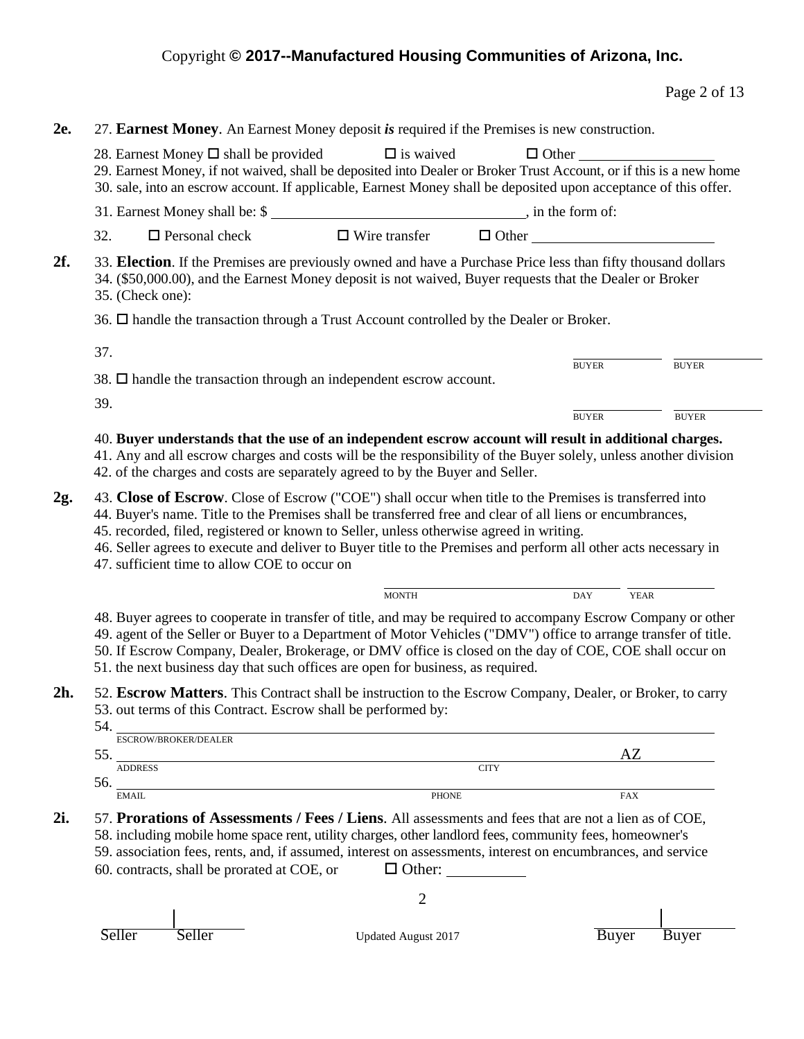Copyright **© 2017--Manufactured Housing Communities of Arizona, Inc.**

**2e.** 27. **Earnest Money**. An Earnest Money deposit ***is*** required if the Premises is new construction.

28. Earnest Money ☐ shall be provided ☐ is waived ☐ Other \_\_\_\_\_\_\_\_\_\_\_\_\_\_\_\_\_\_
29. Earnest Money, if not waived, shall be deposited into Dealer or Broker Trust Account, or if this is a new home
30. sale, into an escrow account. If applicable, Earnest Money shall be deposited upon acceptance of this offer.
31. Earnest Money shall be: $ \_\_\_\_\_\_\_\_\_\_\_\_\_\_\_\_\_\_\_\_\_\_\_\_\_\_\_\_\_\_\_\_\_\_, in the form of:
32. ☐ Personal check ☐ Wire transfer ☐ Other \_\_\_\_\_\_\_\_\_\_\_\_\_\_\_\_\_\_\_\_\_\_\_\_

**2f.** 33. **Election**. If the Premises are previously owned and have a Purchase Price less than fifty thousand dollars
34. ($50,000.00), and the Earnest Money deposit is not waived, Buyer requests that the Dealer or Broker
35. (Check one):

36. ☐ handle the transaction through a Trust Account controlled by the Dealer or Broker.

37. \_\_\_\_\_\_\_\_\_\_ BUYER \_\_\_\_\_\_\_\_\_\_ BUYER

38. ☐ handle the transaction through an independent escrow account.

39. \_\_\_\_\_\_\_\_\_\_ BUYER \_\_\_\_\_\_\_\_\_\_ BUYER

40. **Buyer understands that the use of an independent escrow account will result in additional charges.**
41. Any and all escrow charges and costs will be the responsibility of the Buyer solely, unless another division
42. of the charges and costs are separately agreed to by the Buyer and Seller.

**2g.** 43. **Close of Escrow**. Close of Escrow ("COE") shall occur when title to the Premises is transferred into
44. Buyer's name. Title to the Premises shall be transferred free and clear of all liens or encumbrances,
45. recorded, filed, registered or known to Seller, unless otherwise agreed in writing.
46. Seller agrees to execute and deliver to Buyer title to the Premises and perform all other acts necessary in
47. sufficient time to allow COE to occur on

\_\_\_\_\_\_\_\_\_\_\_\_\_\_\_\_\_\_\_\_ MONTH \_\_\_\_\_\_\_\_ DAY \_\_\_\_\_\_\_\_ YEAR

48. Buyer agrees to cooperate in transfer of title, and may be required to accompany Escrow Company or other
49. agent of the Seller or Buyer to a Department of Motor Vehicles ("DMV") office to arrange transfer of title.
50. If Escrow Company, Dealer, Brokerage, or DMV office is closed on the day of COE, COE shall occur on
51. the next business day that such offices are open for business, as required.

**2h.** 52. **Escrow Matters**. This Contract shall be instruction to the Escrow Company, Dealer, or Broker, to carry
53. out terms of this Contract. Escrow shall be performed by:

54. \_\_\_\_\_\_\_\_\_\_\_\_\_\_\_\_\_\_\_\_\_\_\_\_\_\_\_\_\_\_\_\_\_\_\_\_\_\_\_\_
ESCROW/BROKER/DEALER

55. \_\_\_\_\_\_\_\_\_\_\_\_\_\_\_\_\_\_\_\_ \_\_\_\_\_\_\_\_\_\_\_\_ AZ
ADDRESS CITY

56. \_\_\_\_\_\_\_\_\_\_\_\_\_\_\_\_\_\_\_\_ \_\_\_\_\_\_\_\_\_\_\_\_ \_\_\_\_\_\_\_\_\_\_\_\_
EMAIL PHONE FAX

**2i.** 57. **Prorations of Assessments / Fees / Liens**. All assessments and fees that are not a lien as of COE,
58. including mobile home space rent, utility charges, other landlord fees, community fees, homeowner's
59. association fees, rents, and, if assumed, interest on assessments, interest on encumbrances, and service
60. contracts, shall be prorated at COE, or ☐ Other: \_\_\_\_\_\_\_\_\_\_

Seller | Seller Updated August 2017 Buyer | Buyer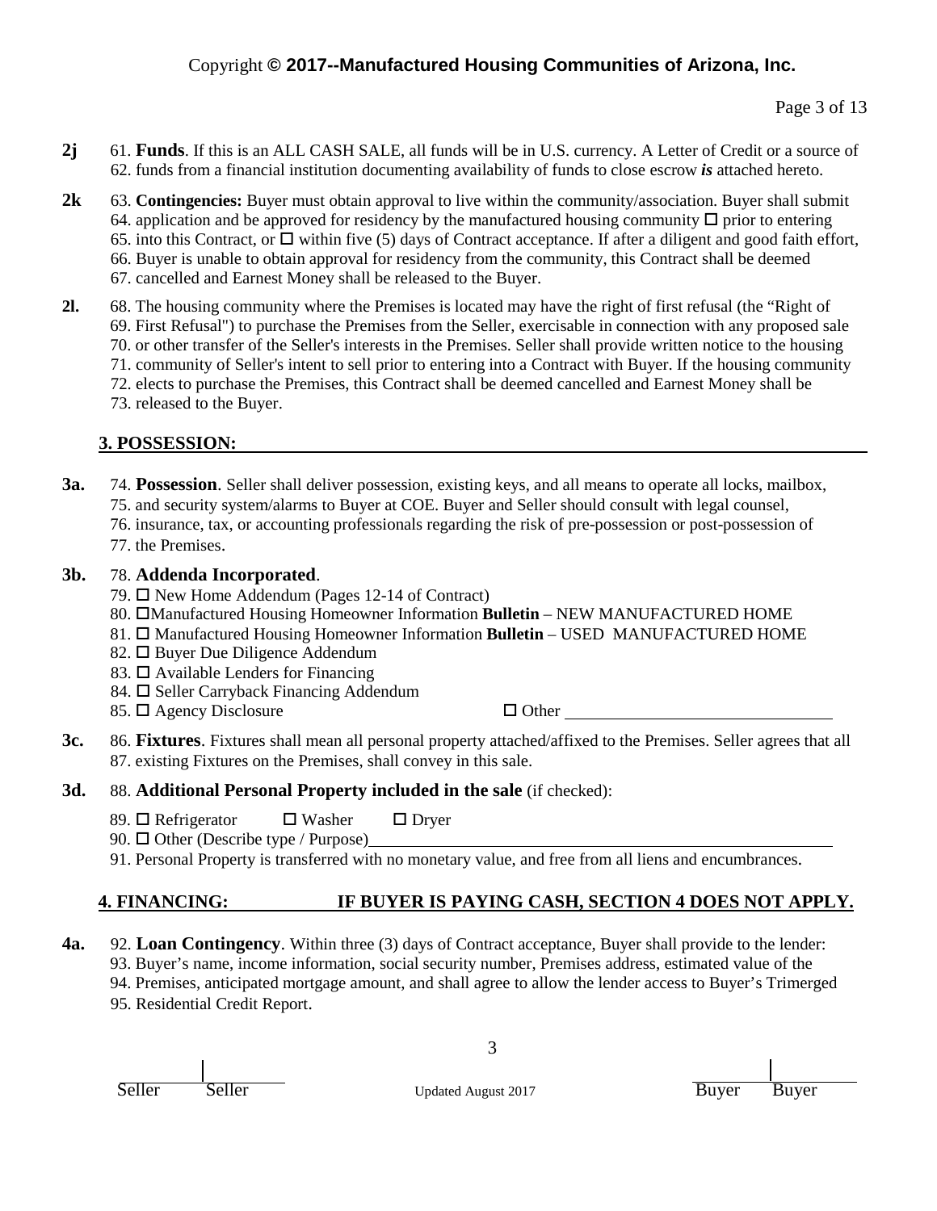**2j** 61. **Funds**. If this is an ALL CASH SALE, all funds will be in U.S. currency. A Letter of Credit or a source of 62. funds from a financial institution documenting availability of funds to close escrow ***is*** attached hereto.

**2k** 63. **Contingencies:** Buyer must obtain approval to live within the community/association. Buyer shall submit 64. application and be approved for residency by the manufactured housing community ☐ prior to entering 65. into this Contract, or ☐ within five (5) days of Contract acceptance. If after a diligent and good faith effort, 66. Buyer is unable to obtain approval for residency from the community, this Contract shall be deemed 67. cancelled and Earnest Money shall be released to the Buyer.

**2l.** 68. The housing community where the Premises is located may have the right of first refusal (the "Right of 69. First Refusal") to purchase the Premises from the Seller, exercisable in connection with any proposed sale 70. or other transfer of the Seller's interests in the Premises. Seller shall provide written notice to the housing 71. community of Seller's intent to sell prior to entering into a Contract with Buyer. If the housing community 72. elects to purchase the Premises, this Contract shall be deemed cancelled and Earnest Money shall be 73. released to the Buyer.

## 3. POSSESSION:

**3a.** 74. **Possession**. Seller shall deliver possession, existing keys, and all means to operate all locks, mailbox, 75. and security system/alarms to Buyer at COE. Buyer and Seller should consult with legal counsel, 76. insurance, tax, or accounting professionals regarding the risk of pre-possession or post-possession of 77. the Premises.

**3b.** 78. **Addenda Incorporated**.

79. ☐ New Home Addendum (Pages 12-14 of Contract)
80. ☐Manufactured Housing Homeowner Information **Bulletin** – NEW MANUFACTURED HOME
81. ☐ Manufactured Housing Homeowner Information **Bulletin** – USED MANUFACTURED HOME
82. ☐ Buyer Due Diligence Addendum
83. ☐ Available Lenders for Financing
84. ☐ Seller Carryback Financing Addendum
85. ☐ Agency Disclosure ☐ Other ______________________________

**3c.** 86. **Fixtures**. Fixtures shall mean all personal property attached/affixed to the Premises. Seller agrees that all 87. existing Fixtures on the Premises, shall convey in this sale.

**3d.** 88. **Additional Personal Property included in the sale** (if checked):

89. ☐ Refrigerator ☐ Washer ☐ Dryer
90. ☐ Other (Describe type / Purpose)______________________________
91. Personal Property is transferred with no monetary value, and free from all liens and encumbrances.

## 4. FINANCING: IF BUYER IS PAYING CASH, SECTION 4 DOES NOT APPLY.

**4a.** 92. **Loan Contingency**. Within three (3) days of Contract acceptance, Buyer shall provide to the lender: 93. Buyer's name, income information, social security number, Premises address, estimated value of the 94. Premises, anticipated mortgage amount, and shall agree to allow the lender access to Buyer's Trimerged 95. Residential Credit Report.

Seller | Seller Updated August 2017 Buyer | Buyer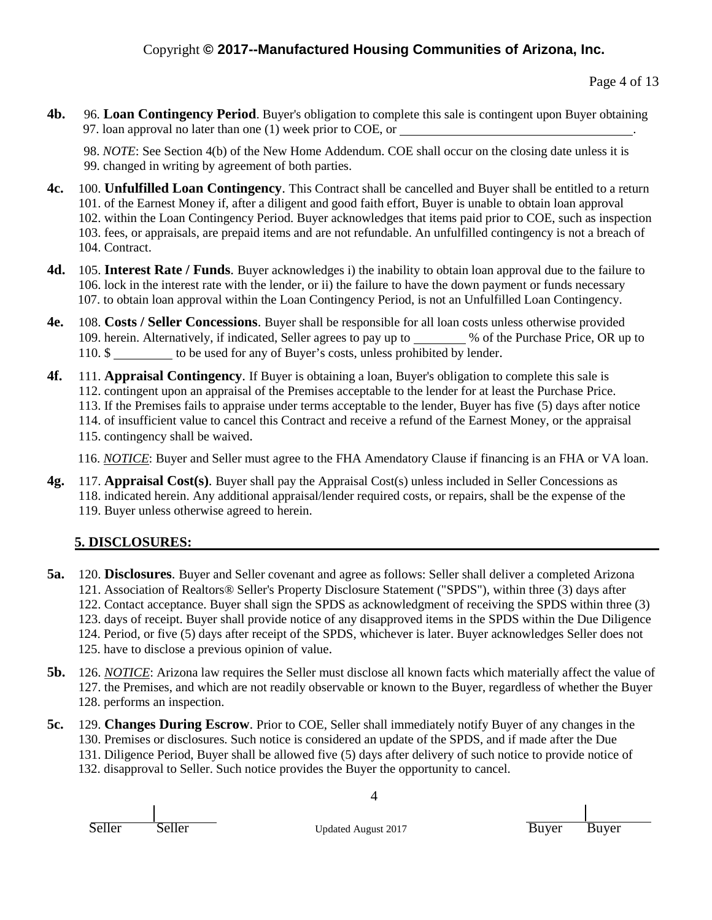**4b.** 96. **Loan Contingency Period**. Buyer's obligation to complete this sale is contingent upon Buyer obtaining 97. loan approval no later than one (1) week prior to COE, or ____________________________________.

98. *NOTE*: See Section 4(b) of the New Home Addendum. COE shall occur on the closing date unless it is 99. changed in writing by agreement of both parties.

**4c.** 100. **Unfulfilled Loan Contingency**. This Contract shall be cancelled and Buyer shall be entitled to a return 101. of the Earnest Money if, after a diligent and good faith effort, Buyer is unable to obtain loan approval 102. within the Loan Contingency Period. Buyer acknowledges that items paid prior to COE, such as inspection 103. fees, or appraisals, are prepaid items and are not refundable. An unfulfilled contingency is not a breach of 104. Contract.

**4d.** 105. **Interest Rate / Funds**. Buyer acknowledges i) the inability to obtain loan approval due to the failure to 106. lock in the interest rate with the lender, or ii) the failure to have the down payment or funds necessary 107. to obtain loan approval within the Loan Contingency Period, is not an Unfulfilled Loan Contingency.

**4e.** 108. **Costs / Seller Concessions**. Buyer shall be responsible for all loan costs unless otherwise provided 109. herein. Alternatively, if indicated, Seller agrees to pay up to ________ % of the Purchase Price, OR up to 110. $ _________ to be used for any of Buyer's costs, unless prohibited by lender.

**4f.** 111. **Appraisal Contingency**. If Buyer is obtaining a loan, Buyer's obligation to complete this sale is 112. contingent upon an appraisal of the Premises acceptable to the lender for at least the Purchase Price. 113. If the Premises fails to appraise under terms acceptable to the lender, Buyer has five (5) days after notice 114. of insufficient value to cancel this Contract and receive a refund of the Earnest Money, or the appraisal 115. contingency shall be waived.

116. *NOTICE*: Buyer and Seller must agree to the FHA Amendatory Clause if financing is an FHA or VA loan.

**4g.** 117. **Appraisal Cost(s)**. Buyer shall pay the Appraisal Cost(s) unless included in Seller Concessions as 118. indicated herein. Any additional appraisal/lender required costs, or repairs, shall be the expense of the 119. Buyer unless otherwise agreed to herein.

## 5. DISCLOSURES:

**5a.** 120. **Disclosures**. Buyer and Seller covenant and agree as follows: Seller shall deliver a completed Arizona 121. Association of Realtors® Seller's Property Disclosure Statement ("SPDS"), within three (3) days after 122. Contact acceptance. Buyer shall sign the SPDS as acknowledgment of receiving the SPDS within three (3) 123. days of receipt. Buyer shall provide notice of any disapproved items in the SPDS within the Due Diligence 124. Period, or five (5) days after receipt of the SPDS, whichever is later. Buyer acknowledges Seller does not 125. have to disclose a previous opinion of value.

**5b.** 126. *NOTICE*: Arizona law requires the Seller must disclose all known facts which materially affect the value of 127. the Premises, and which are not readily observable or known to the Buyer, regardless of whether the Buyer 128. performs an inspection.

**5c.** 129. **Changes During Escrow**. Prior to COE, Seller shall immediately notify Buyer of any changes in the 130. Premises or disclosures. Such notice is considered an update of the SPDS, and if made after the Due 131. Diligence Period, Buyer shall be allowed five (5) days after delivery of such notice to provide notice of 132. disapproval to Seller. Such notice provides the Buyer the opportunity to cancel.

Seller | Seller        Buyer | Buyer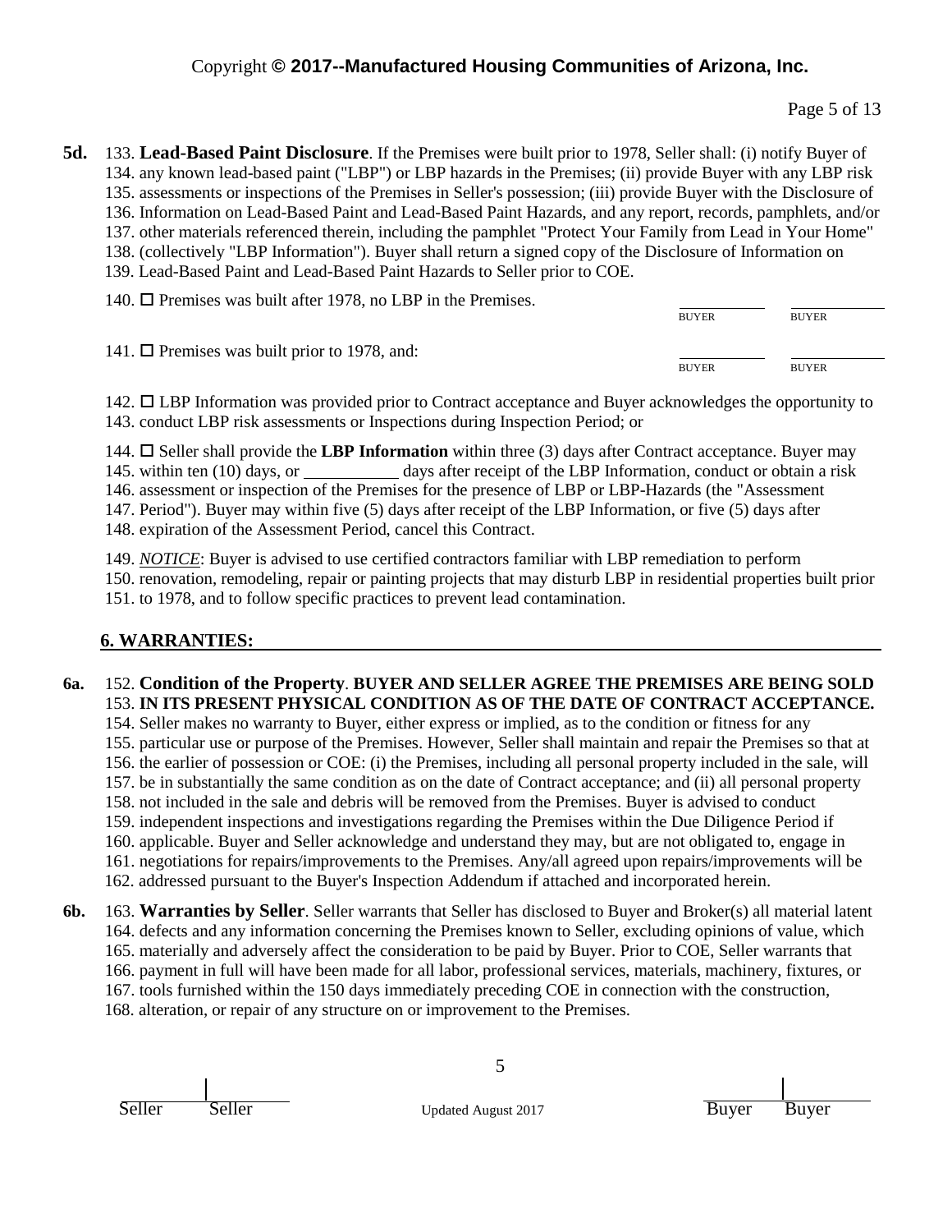**5d.** 133. **Lead-Based Paint Disclosure**. If the Premises were built prior to 1978, Seller shall: (i) notify Buyer of 134. any known lead-based paint ("LBP") or LBP hazards in the Premises; (ii) provide Buyer with any LBP risk 135. assessments or inspections of the Premises in Seller's possession; (iii) provide Buyer with the Disclosure of 136. Information on Lead-Based Paint and Lead-Based Paint Hazards, and any report, records, pamphlets, and/or 137. other materials referenced therein, including the pamphlet "Protect Your Family from Lead in Your Home" 138. (collectively "LBP Information"). Buyer shall return a signed copy of the Disclosure of Information on 139. Lead-Based Paint and Lead-Based Paint Hazards to Seller prior to COE.

140. ☐ Premises was built after 1978, no LBP in the Premises. ________ BUYER ________ BUYER

141. ☐ Premises was built prior to 1978, and: ________ BUYER ________ BUYER

142. ☐ LBP Information was provided prior to Contract acceptance and Buyer acknowledges the opportunity to 143. conduct LBP risk assessments or Inspections during Inspection Period; or

144. ☐ Seller shall provide the **LBP Information** within three (3) days after Contract acceptance. Buyer may 145. within ten (10) days, or __________ days after receipt of the LBP Information, conduct or obtain a risk 146. assessment or inspection of the Premises for the presence of LBP or LBP-Hazards (the "Assessment 147. Period"). Buyer may within five (5) days after receipt of the LBP Information, or five (5) days after 148. expiration of the Assessment Period, cancel this Contract.

149. *NOTICE*: Buyer is advised to use certified contractors familiar with LBP remediation to perform 150. renovation, remodeling, repair or painting projects that may disturb LBP in residential properties built prior 151. to 1978, and to follow specific practices to prevent lead contamination.

## 6. WARRANTIES:

**6a.** 152. **Condition of the Property**. **BUYER AND SELLER AGREE THE PREMISES ARE BEING SOLD** 153. **IN ITS PRESENT PHYSICAL CONDITION AS OF THE DATE OF CONTRACT ACCEPTANCE.** 154. Seller makes no warranty to Buyer, either express or implied, as to the condition or fitness for any 155. particular use or purpose of the Premises. However, Seller shall maintain and repair the Premises so that at 156. the earlier of possession or COE: (i) the Premises, including all personal property included in the sale, will 157. be in substantially the same condition as on the date of Contract acceptance; and (ii) all personal property 158. not included in the sale and debris will be removed from the Premises. Buyer is advised to conduct 159. independent inspections and investigations regarding the Premises within the Due Diligence Period if 160. applicable. Buyer and Seller acknowledge and understand they may, but are not obligated to, engage in 161. negotiations for repairs/improvements to the Premises. Any/all agreed upon repairs/improvements will be 162. addressed pursuant to the Buyer's Inspection Addendum if attached and incorporated herein.

**6b.** 163. **Warranties by Seller**. Seller warrants that Seller has disclosed to Buyer and Broker(s) all material latent 164. defects and any information concerning the Premises known to Seller, excluding opinions of value, which 165. materially and adversely affect the consideration to be paid by Buyer. Prior to COE, Seller warrants that 166. payment in full will have been made for all labor, professional services, materials, machinery, fixtures, or 167. tools furnished within the 150 days immediately preceding COE in connection with the construction, 168. alteration, or repair of any structure on or improvement to the Premises.

Seller | Seller — Buyer | Buyer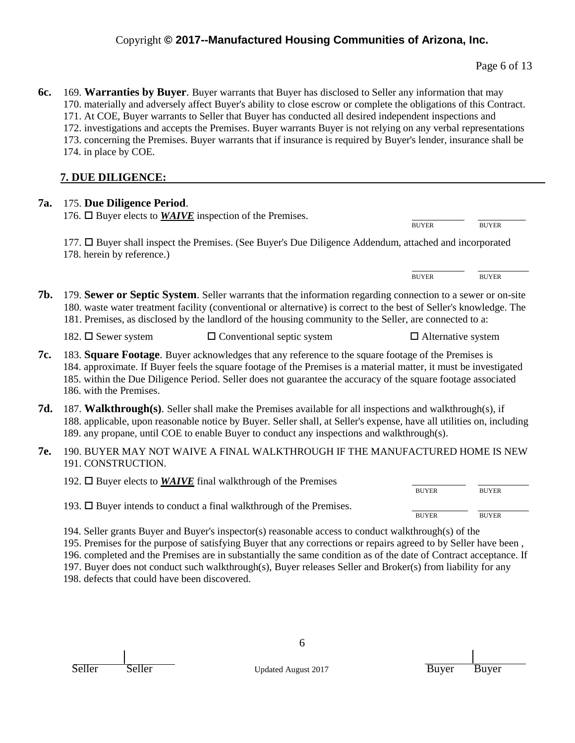**6c.** 169. **Warranties by Buyer**. Buyer warrants that Buyer has disclosed to Seller any information that may
170. materially and adversely affect Buyer's ability to close escrow or complete the obligations of this Contract.
171. At COE, Buyer warrants to Seller that Buyer has conducted all desired independent inspections and
172. investigations and accepts the Premises. Buyer warrants Buyer is not relying on any verbal representations
173. concerning the Premises. Buyer warrants that if insurance is required by Buyer's lender, insurance shall be
174. in place by COE.

## 7. DUE DILIGENCE:

**7a.** 175. **Due Diligence Period**.

176. ☐ Buyer elects to ***WAIVE*** inspection of the Premises.

BUYER ______ BUYER ______

177. ☐ Buyer shall inspect the Premises. (See Buyer's Due Diligence Addendum, attached and incorporated
178. herein by reference.)

BUYER ______ BUYER ______

**7b.** 179. **Sewer or Septic System**. Seller warrants that the information regarding connection to a sewer or on-site
180. waste water treatment facility (conventional or alternative) is correct to the best of Seller's knowledge. The
181. Premises, as disclosed by the landlord of the housing community to the Seller, are connected to a:

182. ☐ Sewer system ☐ Conventional septic system ☐ Alternative system

**7c.** 183. **Square Footage**. Buyer acknowledges that any reference to the square footage of the Premises is
184. approximate. If Buyer feels the square footage of the Premises is a material matter, it must be investigated
185. within the Due Diligence Period. Seller does not guarantee the accuracy of the square footage associated
186. with the Premises.

**7d.** 187. **Walkthrough(s)**. Seller shall make the Premises available for all inspections and walkthrough(s), if
188. applicable, upon reasonable notice by Buyer. Seller shall, at Seller's expense, have all utilities on, including
189. any propane, until COE to enable Buyer to conduct any inspections and walkthrough(s).

**7e.** 190. BUYER MAY NOT WAIVE A FINAL WALKTHROUGH IF THE MANUFACTURED HOME IS NEW
191. CONSTRUCTION.

192. ☐ Buyer elects to ***WAIVE*** final walkthrough of the Premises

BUYER ______ BUYER ______

193. ☐ Buyer intends to conduct a final walkthrough of the Premises.

BUYER ______ BUYER ______

194. Seller grants Buyer and Buyer's inspector(s) reasonable access to conduct walkthrough(s) of the
195. Premises for the purpose of satisfying Buyer that any corrections or repairs agreed to by Seller have been ,
196. completed and the Premises are in substantially the same condition as of the date of Contract acceptance. If
197. Buyer does not conduct such walkthrough(s), Buyer releases Seller and Broker(s) from liability for any
198. defects that could have been discovered.

Seller ______ Seller ______ Buyer ______ Buyer ______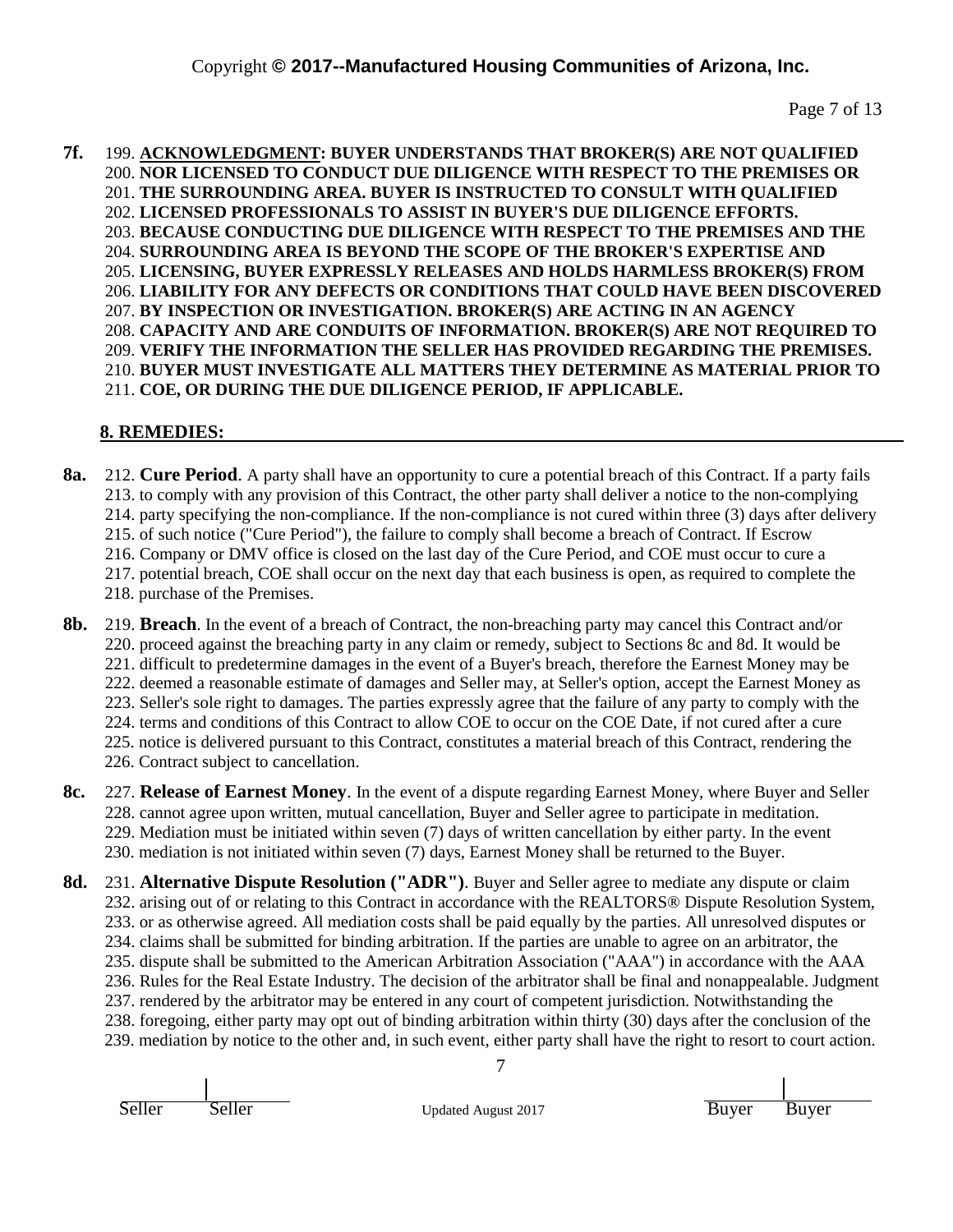**7f.** 199. **ACKNOWLEDGMENT: BUYER UNDERSTANDS THAT BROKER(S) ARE NOT QUALIFIED**
200. **NOR LICENSED TO CONDUCT DUE DILIGENCE WITH RESPECT TO THE PREMISES OR**
201. **THE SURROUNDING AREA. BUYER IS INSTRUCTED TO CONSULT WITH QUALIFIED**
202. **LICENSED PROFESSIONALS TO ASSIST IN BUYER'S DUE DILIGENCE EFFORTS.**
203. **BECAUSE CONDUCTING DUE DILIGENCE WITH RESPECT TO THE PREMISES AND THE**
204. **SURROUNDING AREA IS BEYOND THE SCOPE OF THE BROKER'S EXPERTISE AND**
205. **LICENSING, BUYER EXPRESSLY RELEASES AND HOLDS HARMLESS BROKER(S) FROM**
206. **LIABILITY FOR ANY DEFECTS OR CONDITIONS THAT COULD HAVE BEEN DISCOVERED**
207. **BY INSPECTION OR INVESTIGATION. BROKER(S) ARE ACTING IN AN AGENCY**
208. **CAPACITY AND ARE CONDUITS OF INFORMATION. BROKER(S) ARE NOT REQUIRED TO**
209. **VERIFY THE INFORMATION THE SELLER HAS PROVIDED REGARDING THE PREMISES.**
210. **BUYER MUST INVESTIGATE ALL MATTERS THEY DETERMINE AS MATERIAL PRIOR TO**
211. **COE, OR DURING THE DUE DILIGENCE PERIOD, IF APPLICABLE.**

## 8. REMEDIES:

**8a.** 212. **Cure Period**. A party shall have an opportunity to cure a potential breach of this Contract. If a party fails
213. to comply with any provision of this Contract, the other party shall deliver a notice to the non-complying
214. party specifying the non-compliance. If the non-compliance is not cured within three (3) days after delivery
215. of such notice ("Cure Period"), the failure to comply shall become a breach of Contract. If Escrow
216. Company or DMV office is closed on the last day of the Cure Period, and COE must occur to cure a
217. potential breach, COE shall occur on the next day that each business is open, as required to complete the
218. purchase of the Premises.

**8b.** 219. **Breach**. In the event of a breach of Contract, the non-breaching party may cancel this Contract and/or
220. proceed against the breaching party in any claim or remedy, subject to Sections 8c and 8d. It would be
221. difficult to predetermine damages in the event of a Buyer's breach, therefore the Earnest Money may be
222. deemed a reasonable estimate of damages and Seller may, at Seller's option, accept the Earnest Money as
223. Seller's sole right to damages. The parties expressly agree that the failure of any party to comply with the
224. terms and conditions of this Contract to allow COE to occur on the COE Date, if not cured after a cure
225. notice is delivered pursuant to this Contract, constitutes a material breach of this Contract, rendering the
226. Contract subject to cancellation.

**8c.** 227. **Release of Earnest Money**. In the event of a dispute regarding Earnest Money, where Buyer and Seller
228. cannot agree upon written, mutual cancellation, Buyer and Seller agree to participate in meditation.
229. Mediation must be initiated within seven (7) days of written cancellation by either party. In the event
230. mediation is not initiated within seven (7) days, Earnest Money shall be returned to the Buyer.

**8d.** 231. **Alternative Dispute Resolution ("ADR")**. Buyer and Seller agree to mediate any dispute or claim
232. arising out of or relating to this Contract in accordance with the REALTORS® Dispute Resolution System,
233. or as otherwise agreed. All mediation costs shall be paid equally by the parties. All unresolved disputes or
234. claims shall be submitted for binding arbitration. If the parties are unable to agree on an arbitrator, the
235. dispute shall be submitted to the American Arbitration Association ("AAA") in accordance with the AAA
236. Rules for the Real Estate Industry. The decision of the arbitrator shall be final and nonappealable. Judgment
237. rendered by the arbitrator may be entered in any court of competent jurisdiction. Notwithstanding the
238. foregoing, either party may opt out of binding arbitration within thirty (30) days after the conclusion of the
239. mediation by notice to the other and, in such event, either party shall have the right to resort to court action.

Seller | Seller — Buyer | Buyer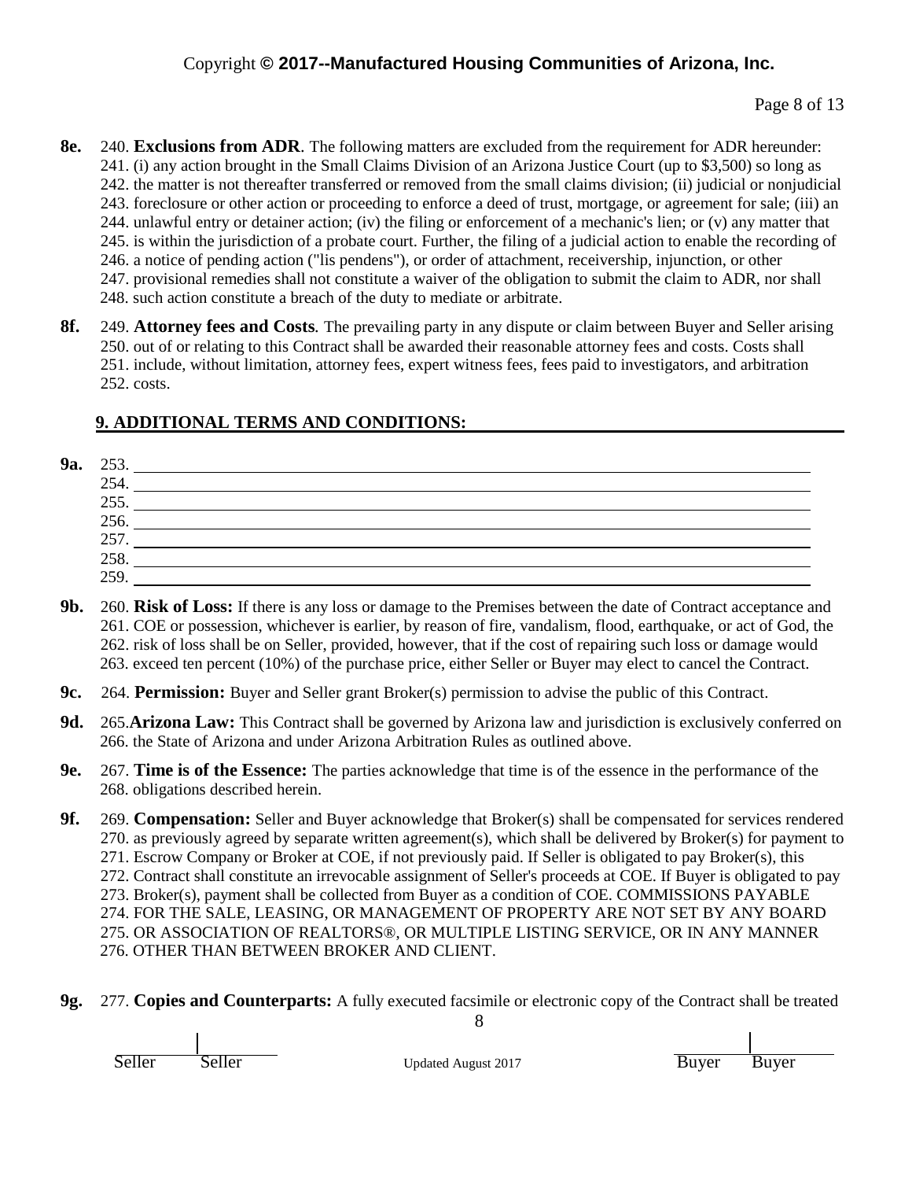**8e.** 240. **Exclusions from ADR**. The following matters are excluded from the requirement for ADR hereunder: 241. (i) any action brought in the Small Claims Division of an Arizona Justice Court (up to $3,500) so long as 242. the matter is not thereafter transferred or removed from the small claims division; (ii) judicial or nonjudicial 243. foreclosure or other action or proceeding to enforce a deed of trust, mortgage, or agreement for sale; (iii) an 244. unlawful entry or detainer action; (iv) the filing or enforcement of a mechanic's lien; or (v) any matter that 245. is within the jurisdiction of a probate court. Further, the filing of a judicial action to enable the recording of 246. a notice of pending action ("lis pendens"), or order of attachment, receivership, injunction, or other 247. provisional remedies shall not constitute a waiver of the obligation to submit the claim to ADR, nor shall 248. such action constitute a breach of the duty to mediate or arbitrate.

**8f.** 249. **Attorney fees and Costs**. The prevailing party in any dispute or claim between Buyer and Seller arising 250. out of or relating to this Contract shall be awarded their reasonable attorney fees and costs. Costs shall 251. include, without limitation, attorney fees, expert witness fees, fees paid to investigators, and arbitration 252. costs.

## 9. ADDITIONAL TERMS AND CONDITIONS:

**9a.** 253. ______________________________
254. ______________________________
255. ______________________________
256. ______________________________
257. ______________________________
258. ______________________________
259. ______________________________

**9b.** 260. **Risk of Loss:** If there is any loss or damage to the Premises between the date of Contract acceptance and 261. COE or possession, whichever is earlier, by reason of fire, vandalism, flood, earthquake, or act of God, the 262. risk of loss shall be on Seller, provided, however, that if the cost of repairing such loss or damage would 263. exceed ten percent (10%) of the purchase price, either Seller or Buyer may elect to cancel the Contract.

**9c.** 264. **Permission:** Buyer and Seller grant Broker(s) permission to advise the public of this Contract.

**9d.** 265. **Arizona Law:** This Contract shall be governed by Arizona law and jurisdiction is exclusively conferred on 266. the State of Arizona and under Arizona Arbitration Rules as outlined above.

**9e.** 267. **Time is of the Essence:** The parties acknowledge that time is of the essence in the performance of the 268. obligations described herein.

**9f.** 269. **Compensation:** Seller and Buyer acknowledge that Broker(s) shall be compensated for services rendered 270. as previously agreed by separate written agreement(s), which shall be delivered by Broker(s) for payment to 271. Escrow Company or Broker at COE, if not previously paid. If Seller is obligated to pay Broker(s), this 272. Contract shall constitute an irrevocable assignment of Seller's proceeds at COE. If Buyer is obligated to pay 273. Broker(s), payment shall be collected from Buyer as a condition of COE. COMMISSIONS PAYABLE 274. FOR THE SALE, LEASING, OR MANAGEMENT OF PROPERTY ARE NOT SET BY ANY BOARD 275. OR ASSOCIATION OF REALTORS®, OR MULTIPLE LISTING SERVICE, OR IN ANY MANNER 276. OTHER THAN BETWEEN BROKER AND CLIENT.

**9g.** 277. **Copies and Counterparts:** A fully executed facsimile or electronic copy of the Contract shall be treated

Seller | Seller                                                                                    Buyer | Buyer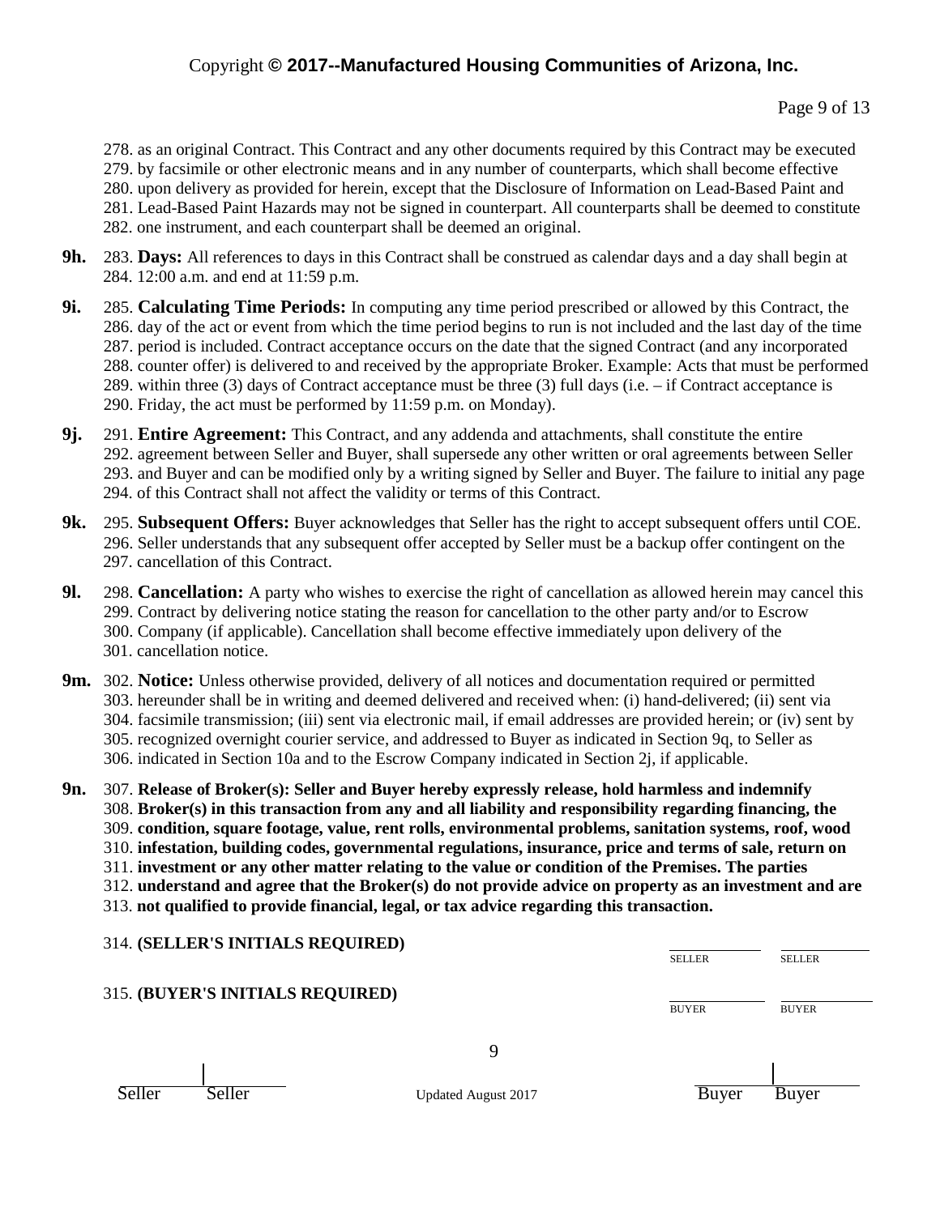278. as an original Contract. This Contract and any other documents required by this Contract may be executed
279. by facsimile or other electronic means and in any number of counterparts, which shall become effective
280. upon delivery as provided for herein, except that the Disclosure of Information on Lead-Based Paint and
281. Lead-Based Paint Hazards may not be signed in counterpart. All counterparts shall be deemed to constitute
282. one instrument, and each counterpart shall be deemed an original.

**9h.** 283. **Days:** All references to days in this Contract shall be construed as calendar days and a day shall begin at
284. 12:00 a.m. and end at 11:59 p.m.

**9i.** 285. **Calculating Time Periods:** In computing any time period prescribed or allowed by this Contract, the
286. day of the act or event from which the time period begins to run is not included and the last day of the time
287. period is included. Contract acceptance occurs on the date that the signed Contract (and any incorporated
288. counter offer) is delivered to and received by the appropriate Broker. Example: Acts that must be performed
289. within three (3) days of Contract acceptance must be three (3) full days (i.e. – if Contract acceptance is
290. Friday, the act must be performed by 11:59 p.m. on Monday).

**9j.** 291. **Entire Agreement:** This Contract, and any addenda and attachments, shall constitute the entire
292. agreement between Seller and Buyer, shall supersede any other written or oral agreements between Seller
293. and Buyer and can be modified only by a writing signed by Seller and Buyer. The failure to initial any page
294. of this Contract shall not affect the validity or terms of this Contract.

**9k.** 295. **Subsequent Offers:** Buyer acknowledges that Seller has the right to accept subsequent offers until COE.
296. Seller understands that any subsequent offer accepted by Seller must be a backup offer contingent on the
297. cancellation of this Contract.

**9l.** 298. **Cancellation:** A party who wishes to exercise the right of cancellation as allowed herein may cancel this
299. Contract by delivering notice stating the reason for cancellation to the other party and/or to Escrow
300. Company (if applicable). Cancellation shall become effective immediately upon delivery of the
301. cancellation notice.

**9m.** 302. **Notice:** Unless otherwise provided, delivery of all notices and documentation required or permitted
303. hereunder shall be in writing and deemed delivered and received when: (i) hand-delivered; (ii) sent via
304. facsimile transmission; (iii) sent via electronic mail, if email addresses are provided herein; or (iv) sent by
305. recognized overnight courier service, and addressed to Buyer as indicated in Section 9q, to Seller as
306. indicated in Section 10a and to the Escrow Company indicated in Section 2j, if applicable.

**9n.** 307. **Release of Broker(s): Seller and Buyer hereby expressly release, hold harmless and indemnify**
308. **Broker(s) in this transaction from any and all liability and responsibility regarding financing, the**
309. **condition, square footage, value, rent rolls, environmental problems, sanitation systems, roof, wood**
310. **infestation, building codes, governmental regulations, insurance, price and terms of sale, return on**
311. **investment or any other matter relating to the value or condition of the Premises. The parties**
312. **understand and agree that the Broker(s) do not provide advice on property as an investment and are**
313. **not qualified to provide financial, legal, or tax advice regarding this transaction.**

314. **(SELLER'S INITIALS REQUIRED)** ____________ SELLER ____________ SELLER

315. **(BUYER'S INITIALS REQUIRED)** ____________ BUYER ____________ BUYER

Seller | Seller | Updated August 2017 | Buyer | Buyer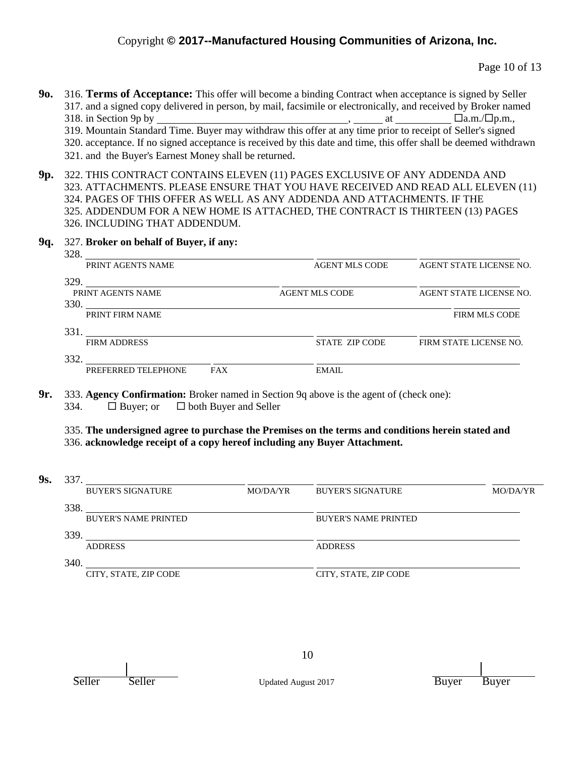**9o.** 316. **Terms of Acceptance:** This offer will become a binding Contract when acceptance is signed by Seller
317. and a signed copy delivered in person, by mail, facsimile or electronically, and received by Broker named
318. in Section 9p by ____________________________, ______ at __________ ☐a.m./☐p.m.,
319. Mountain Standard Time. Buyer may withdraw this offer at any time prior to receipt of Seller's signed
320. acceptance. If no signed acceptance is received by this date and time, this offer shall be deemed withdrawn
321. and the Buyer's Earnest Money shall be returned.

**9p.** 322. THIS CONTRACT CONTAINS ELEVEN (11) PAGES EXCLUSIVE OF ANY ADDENDA AND
323. ATTACHMENTS. PLEASE ENSURE THAT YOU HAVE RECEIVED AND READ ALL ELEVEN (11)
324. PAGES OF THIS OFFER AS WELL AS ANY ADDENDA AND ATTACHMENTS. IF THE
325. ADDENDUM FOR A NEW HOME IS ATTACHED, THE CONTRACT IS THIRTEEN (13) PAGES
326. INCLUDING THAT ADDENDUM.

**9q.** 327. **Broker on behalf of Buyer, if any:**

328. ______________________ ______________ ______________
PRINT AGENTS NAME | AGENT MLS CODE | AGENT STATE LICENSE NO.

329. ______________________ ______________ ______________
PRINT AGENTS NAME | AGENT MLS CODE | AGENT STATE LICENSE NO.

330. ______________________________________ ______________
PRINT FIRM NAME | FIRM MLS CODE

331. ______________________ ______________ ______________
FIRM ADDRESS | STATE ZIP CODE | FIRM STATE LICENSE NO.

332. ______________ ______________ ______________
PREFERRED TELEPHONE | FAX | EMAIL

**9r.** 333. **Agency Confirmation:** Broker named in Section 9q above is the agent of (check one):
334. ☐ Buyer; or ☐ both Buyer and Seller

335. **The undersigned agree to purchase the Premises on the terms and conditions herein stated and**
336. **acknowledge receipt of a copy hereof including any Buyer Attachment.**

**9s.** 337. ______________ ________ ______________ ________
BUYER'S SIGNATURE | MO/DA/YR | BUYER'S SIGNATURE | MO/DA/YR

338. ______________________ ______________________
BUYER'S NAME PRINTED | BUYER'S NAME PRINTED

339. ______________________ ______________________
ADDRESS | ADDRESS

340. ______________________ ______________________
CITY, STATE, ZIP CODE | CITY, STATE, ZIP CODE

Seller | Seller | Buyer | Buyer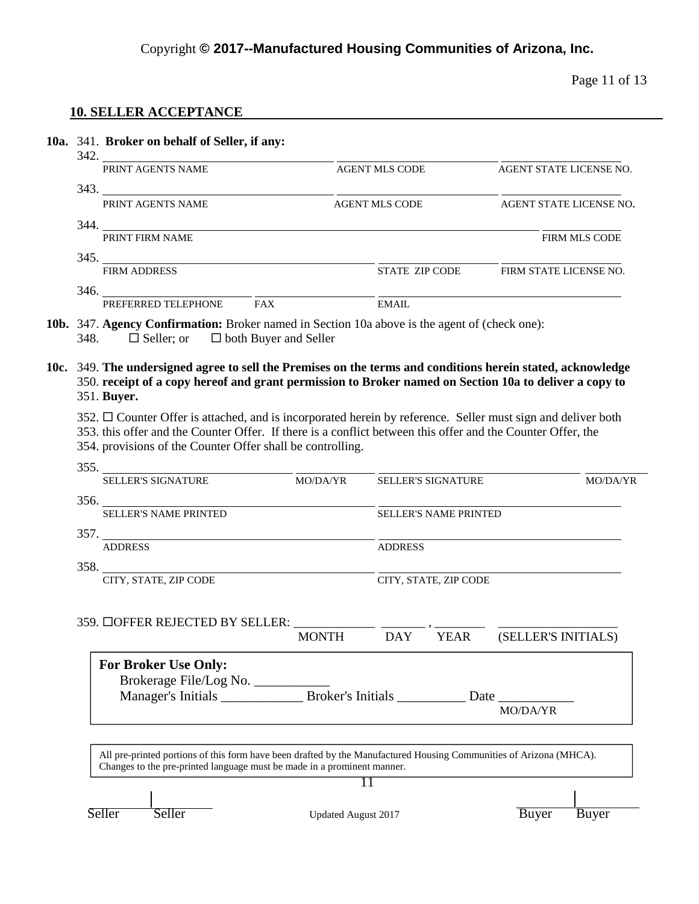Copyright **© 2017--Manufactured Housing Communities of Arizona, Inc.**

## 10. SELLER ACCEPTANCE

**10a.** 341. **Broker on behalf of Seller, if any:**

342. ______________________ ______________________ ______________________
PRINT AGENTS NAME AGENT MLS CODE AGENT STATE LICENSE NO.

343. ______________________ ______________________ ______________________
PRINT AGENTS NAME AGENT MLS CODE AGENT STATE LICENSE NO.

344. ______________________________________________ ______________________
PRINT FIRM NAME FIRM MLS CODE

345. ______________________ ______________________ ______________________
FIRM ADDRESS STATE ZIP CODE FIRM STATE LICENSE NO.

346. ______________________ ______________________ ______________________
PREFERRED TELEPHONE FAX EMAIL

**10b.** 347. **Agency Confirmation:** Broker named in Section 10a above is the agent of (check one):
348. ☐ Seller; or ☐ both Buyer and Seller

**10c.** 349. **The undersigned agree to sell the Premises on the terms and conditions herein stated, acknowledge**
350. **receipt of a copy hereof and grant permission to Broker named on Section 10a to deliver a copy to**
351. **Buyer.**

352. ☐ Counter Offer is attached, and is incorporated herein by reference. Seller must sign and deliver both
353. this offer and the Counter Offer. If there is a conflict between this offer and the Counter Offer, the
354. provisions of the Counter Offer shall be controlling.

355. ______________________ __________ ______________________ __________
SELLER'S SIGNATURE MO/DA/YR SELLER'S SIGNATURE MO/DA/YR

356. ______________________ ______________________
SELLER'S NAME PRINTED SELLER'S NAME PRINTED

357. ______________________ ______________________
ADDRESS ADDRESS

358. ______________________ ______________________
CITY, STATE, ZIP CODE CITY, STATE, ZIP CODE

359. ☐OFFER REJECTED BY SELLER: _____________ _______ , ________ ___________________
MONTH DAY YEAR (SELLER'S INITIALS)

**For Broker Use Only:**
Brokerage File/Log No. ___________
Manager's Initials ____________ Broker's Initials __________ Date ___________
MO/DA/YR

All pre-printed portions of this form have been drafted by the Manufactured Housing Communities of Arizona (MHCA). Changes to the pre-printed language must be made in a prominent manner.

Seller | Seller Updated August 2017 Buyer | Buyer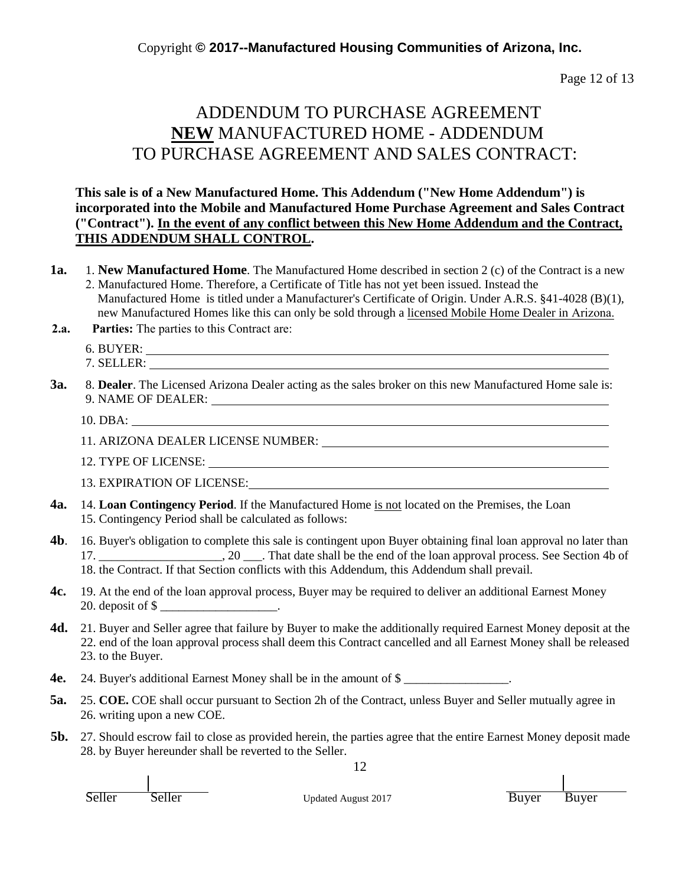Copyright **© 2017--Manufactured Housing Communities of Arizona, Inc.**

# ADDENDUM TO PURCHASE AGREEMENT
# **NEW** MANUFACTURED HOME - ADDENDUM
# TO PURCHASE AGREEMENT AND SALES CONTRACT:

**This sale is of a New Manufactured Home. This Addendum ("New Home Addendum") is incorporated into the Mobile and Manufactured Home Purchase Agreement and Sales Contract ("Contract"). <u>In the event of any conflict between this New Home Addendum and the Contract, THIS ADDENDUM SHALL CONTROL</u>.**

**1a.** 1. **New Manufactured Home**. The Manufactured Home described in section 2 (c) of the Contract is a new 2. Manufactured Home. Therefore, a Certificate of Title has not yet been issued. Instead the Manufactured Home is titled under a Manufacturer's Certificate of Origin. Under A.R.S. §41-4028 (B)(1), new Manufactured Homes like this can only be sold through a <u>licensed Mobile Home Dealer in Arizona.</u>

**2.a.** **Parties:** The parties to this Contract are:

6. BUYER: ______________________________

7. SELLER: ______________________________

**3a.** 8. **Dealer**. The Licensed Arizona Dealer acting as the sales broker on this new Manufactured Home sale is:

9. NAME OF DEALER: ______________________________

10. DBA: ______________________________

11. ARIZONA DEALER LICENSE NUMBER: ______________________________

12. TYPE OF LICENSE: ______________________________

13. EXPIRATION OF LICENSE: ______________________________

**4a.** 14. **Loan Contingency Period**. If the Manufactured Home <u>is not</u> located on the Premises, the Loan 15. Contingency Period shall be calculated as follows:

**4b**. 16. Buyer's obligation to complete this sale is contingent upon Buyer obtaining final loan approval no later than 17. ____________________, 20 ___. That date shall be the end of the loan approval process. See Section 4b of 18. the Contract. If that Section conflicts with this Addendum, this Addendum shall prevail.

**4c.** 19. At the end of the loan approval process, Buyer may be required to deliver an additional Earnest Money 20. deposit of $ ___________________.

**4d.** 21. Buyer and Seller agree that failure by Buyer to make the additionally required Earnest Money deposit at the 22. end of the loan approval process shall deem this Contract cancelled and all Earnest Money shall be released 23. to the Buyer.

**4e.** 24. Buyer's additional Earnest Money shall be in the amount of $ _________________.

**5a.** 25. **COE.** COE shall occur pursuant to Section 2h of the Contract, unless Buyer and Seller mutually agree in 26. writing upon a new COE.

**5b.** 27. Should escrow fail to close as provided herein, the parties agree that the entire Earnest Money deposit made 28. by Buyer hereunder shall be reverted to the Seller.

Seller | Seller                Updated August 2017                Buyer | Buyer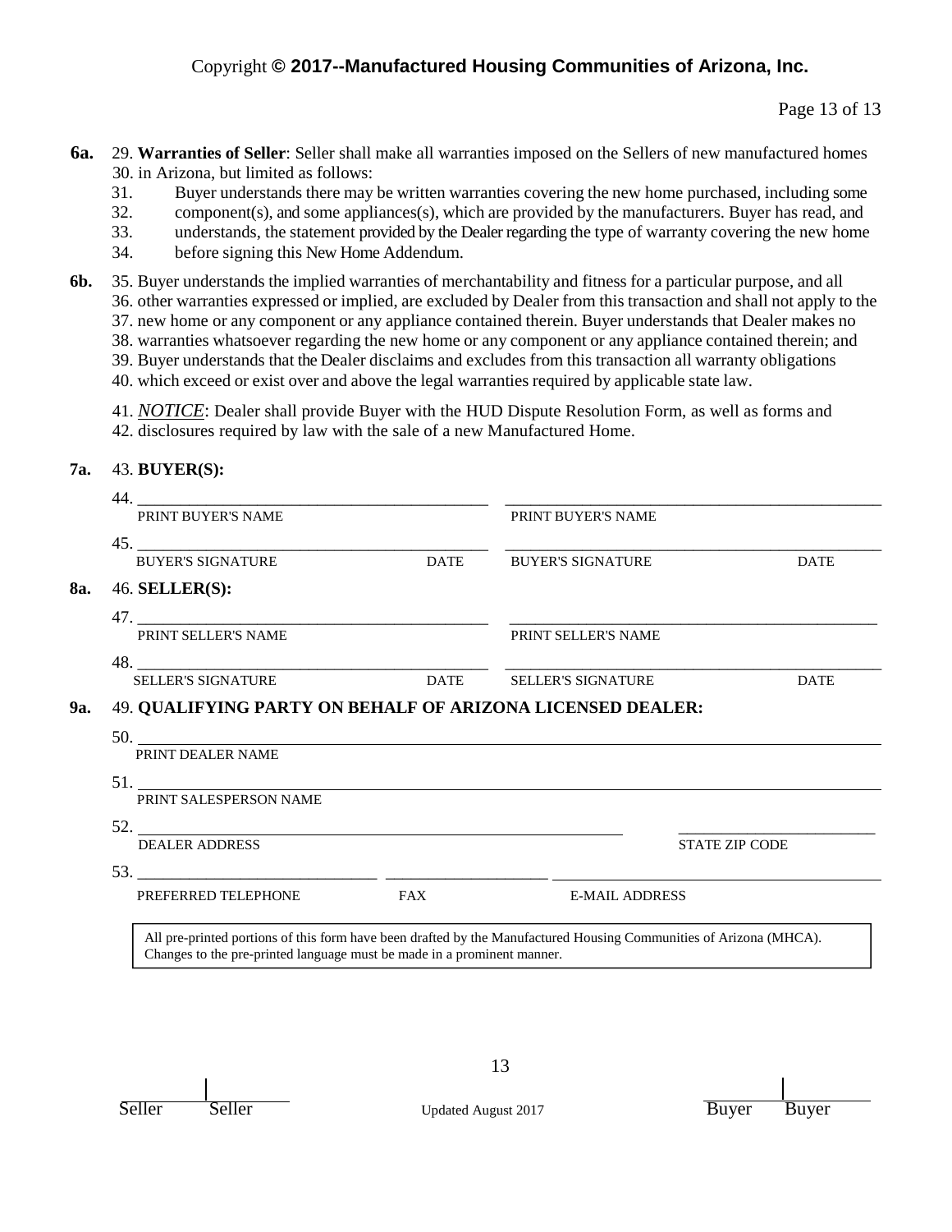**6a.** 29. **Warranties of Seller**: Seller shall make all warranties imposed on the Sellers of new manufactured homes 30. in Arizona, but limited as follows:

31. Buyer understands there may be written warranties covering the new home purchased, including some 32. component(s), and some appliances(s), which are provided by the manufacturers. Buyer has read, and 33. understands, the statement provided by the Dealer regarding the type of warranty covering the new home 34. before signing this New Home Addendum.

**6b.** 35. Buyer understands the implied warranties of merchantability and fitness for a particular purpose, and all 36. other warranties expressed or implied, are excluded by Dealer from this transaction and shall not apply to the 37. new home or any component or any appliance contained therein. Buyer understands that Dealer makes no 38. warranties whatsoever regarding the new home or any component or any appliance contained therein; and 39. Buyer understands that the Dealer disclaims and excludes from this transaction all warranty obligations 40. which exceed or exist over and above the legal warranties required by applicable state law.

41. *NOTICE*: Dealer shall provide Buyer with the HUD Dispute Resolution Form, as well as forms and 42. disclosures required by law with the sale of a new Manufactured Home.

**7a.** 43. **BUYER(S):**

44. ______________________________ ______________________________
PRINT BUYER'S NAME PRINT BUYER'S NAME

45. ______________________________ ______________________________
BUYER'S SIGNATURE DATE BUYER'S SIGNATURE DATE

**8a.** 46. **SELLER(S):**

47. ______________________________ ______________________________
PRINT SELLER'S NAME PRINT SELLER'S NAME

48. ______________________________ ______________________________
SELLER'S SIGNATURE DATE SELLER'S SIGNATURE DATE

**9a.** 49. **QUALIFYING PARTY ON BEHALF OF ARIZONA LICENSED DEALER:**

50. ____________________________________________________________
PRINT DEALER NAME

51. ____________________________________________________________
PRINT SALESPERSON NAME

52. ______________________________________ ____________________
DEALER ADDRESS STATE ZIP CODE

53. ____________________ ____________________ ____________________
PREFERRED TELEPHONE FAX E-MAIL ADDRESS

All pre-printed portions of this form have been drafted by the Manufactured Housing Communities of Arizona (MHCA). Changes to the pre-printed language must be made in a prominent manner.

Seller | Seller Updated August 2017 Buyer | Buyer